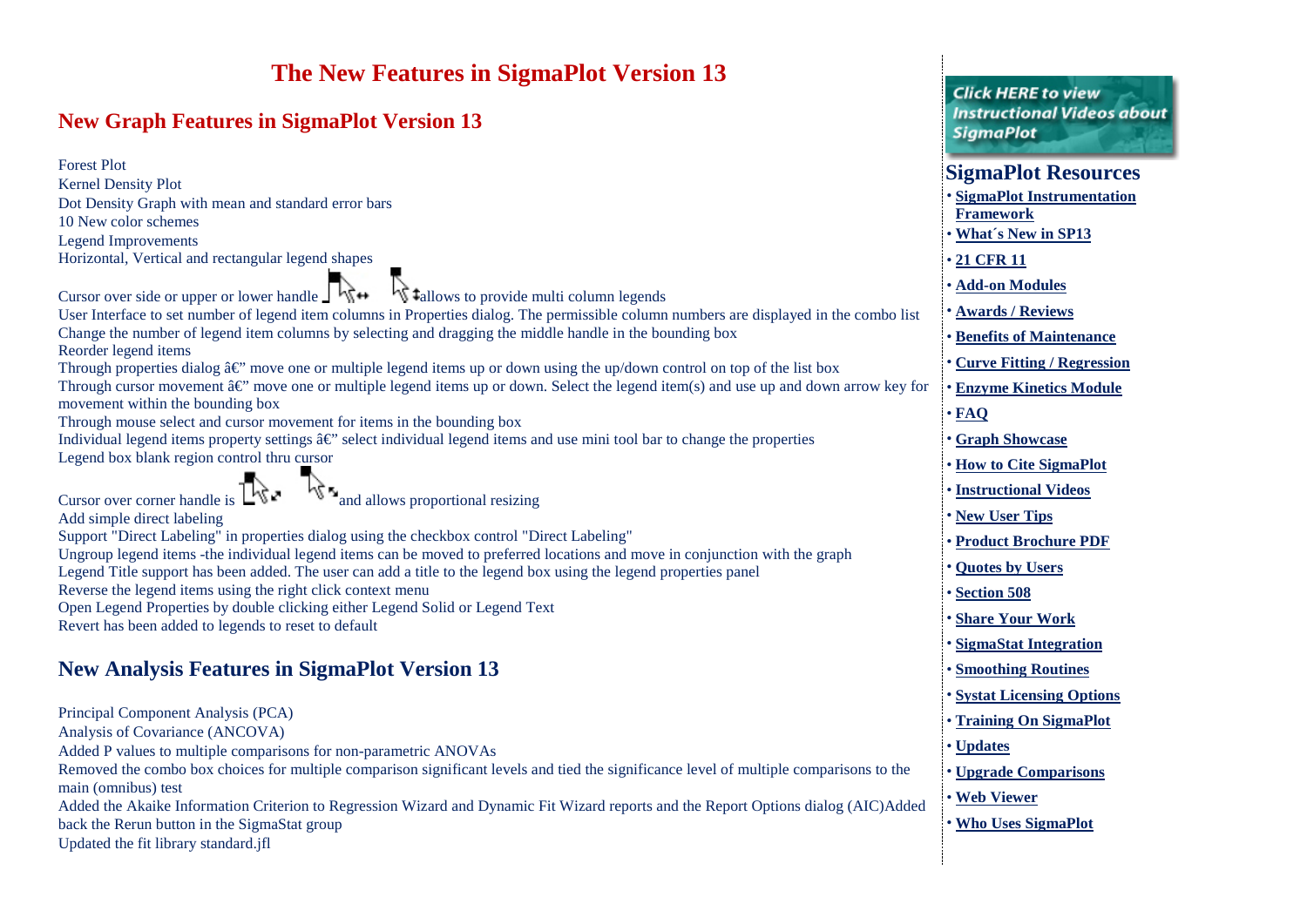# The New Features in SigmaPlot Version 13

## New Graph Features in SigmaPlot Version 13

Forest Plot
Kernel Density Plot
Dot Density Graph with mean and standard error bars
10 New color schemes
Legend Improvements
Horizontal, Vertical and rectangular legend shapes

Cursor over side or upper or lower handle allows to provide multi column legends
User Interface to set number of legend item columns in Properties dialog. The permissible column numbers are displayed in the combo list
Change the number of legend item columns by selecting and dragging the middle handle in the bounding box
Reorder legend items
Through properties dialog â€" move one or multiple legend items up or down using the up/down control on top of the list box
Through cursor movement â€" move one or multiple legend items up or down. Select the legend item(s) and use up and down arrow key for movement within the bounding box
Through mouse select and cursor movement for items in the bounding box
Individual legend items property settings â€" select individual legend items and use mini tool bar to change the properties
Legend box blank region control thru cursor

Cursor over corner handle is and allows proportional resizing
Add simple direct labeling
Support "Direct Labeling" in properties dialog using the checkbox control "Direct Labeling"
Ungroup legend items -the individual legend items can be moved to preferred locations and move in conjunction with the graph
Legend Title support has been added. The user can add a title to the legend box using the legend properties panel
Reverse the legend items using the right click context menu
Open Legend Properties by double clicking either Legend Solid or Legend Text
Revert has been added to legends to reset to default

## New Analysis Features in SigmaPlot Version 13

Principal Component Analysis (PCA)
Analysis of Covariance (ANCOVA)
Added P values to multiple comparisons for non-parametric ANOVAs
Removed the combo box choices for multiple comparison significant levels and tied the significance level of multiple comparisons to the main (omnibus) test
Added the Akaike Information Criterion to Regression Wizard and Dynamic Fit Wizard reports and the Report Options dialog (AIC)Added back the Rerun button in the SigmaStat group
Updated the fit library standard.jfl

Click HERE to view Instructional Videos about SigmaPlot

## SigmaPlot Resources

- **SigmaPlot Instrumentation Framework**
- **What´s New in SP13**
- **21 CFR 11**
- **Add-on Modules**
- **Awards / Reviews**
- **Benefits of Maintenance**
- **Curve Fitting / Regression**
- **Enzyme Kinetics Module**
- **FAQ**
- **Graph Showcase**
- **How to Cite SigmaPlot**
- **Instructional Videos**
- **New User Tips**
- **Product Brochure PDF**
- **Quotes by Users**
- **Section 508**
- **Share Your Work**
- **SigmaStat Integration**
- **Smoothing Routines**
- **Systat Licensing Options**
- **Training On SigmaPlot**
- **Updates**
- **Upgrade Comparisons**
- **Web Viewer**
- **Who Uses SigmaPlot**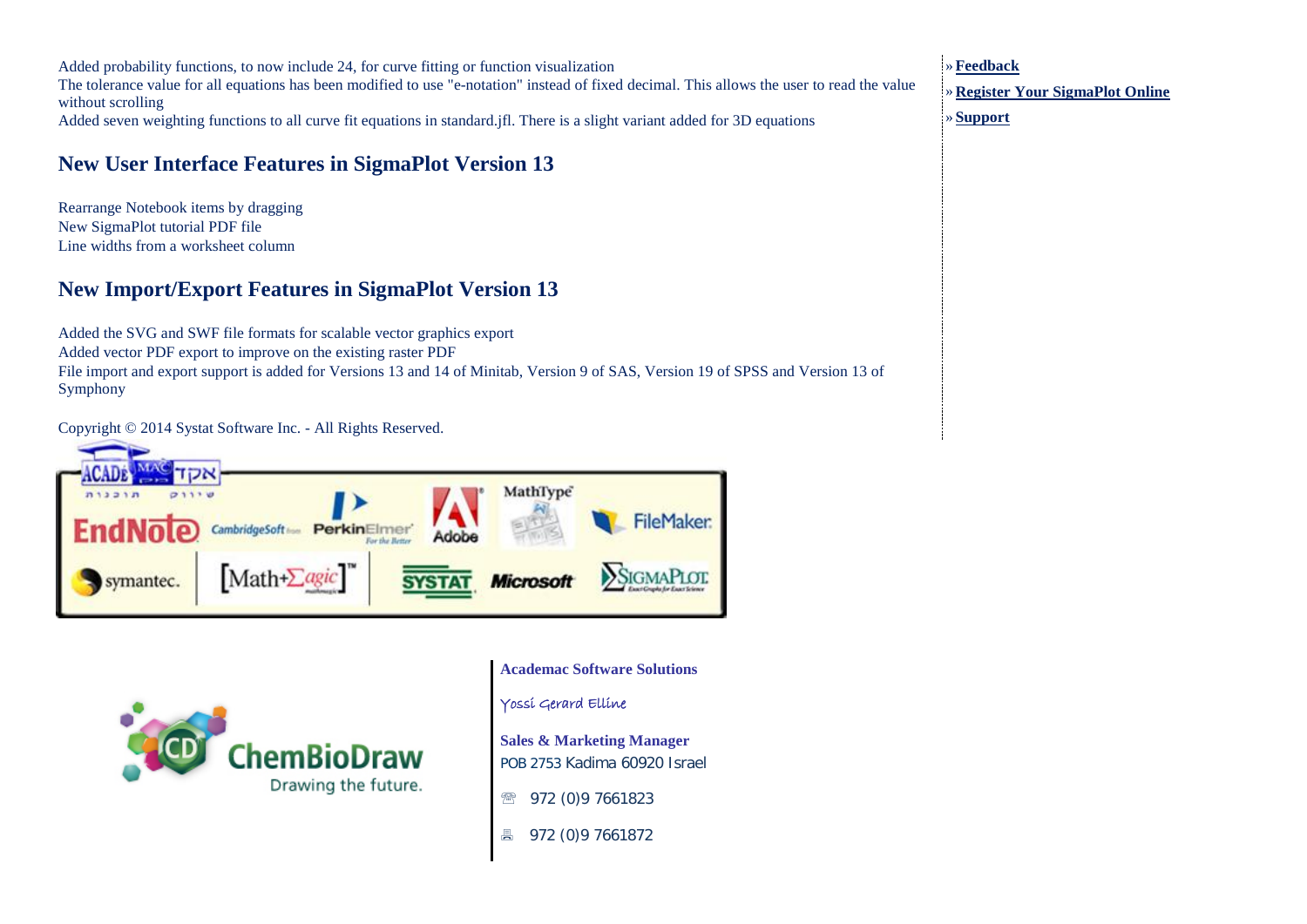Added probability functions, to now include 24, for curve fitting or function visualization
The tolerance value for all equations has been modified to use "e-notation" instead of fixed decimal. This allows the user to read the value without scrolling
Added seven weighting functions to all curve fit equations in standard.jfl. There is a slight variant added for 3D equations

## New User Interface Features in SigmaPlot Version 13

Rearrange Notebook items by dragging
New SigmaPlot tutorial PDF file
Line widths from a worksheet column

## New Import/Export Features in SigmaPlot Version 13

Added the SVG and SWF file formats for scalable vector graphics export
Added vector PDF export to improve on the existing raster PDF
File import and export support is added for Versions 13 and 14 of Minitab, Version 9 of SAS, Version 19 of SPSS and Version 13 of Symphony

Copyright © 2014 Systat Software Inc. - All Rights Reserved.

» **Feedback**
» **Register Your SigmaPlot Online**
» **Support**

**Academac Software Solutions**

Yossi Gerard Elline

**Sales & Marketing Manager**
POB 2753 Kadima 60920 Israel

☏ 972 (0)9 7661823

🖷 972 (0)9 7661872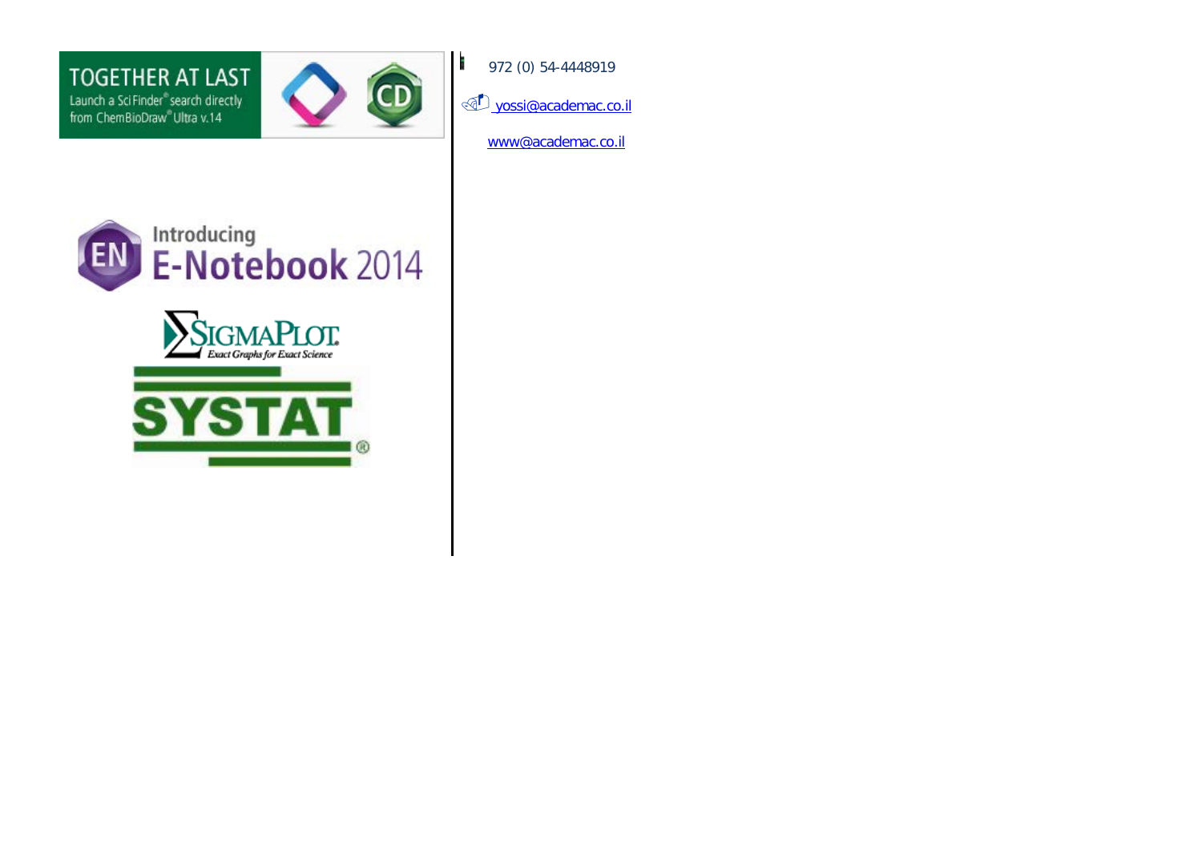TOGETHER AT LAST

Launch a SciFinder® search directly from ChemBioDraw® Ultra v.14

Introducing E-Notebook 2014

SIGMAPLOT

Exact Graphs for Exact Science

SYSTAT®

972 (0) 54-4448919

yossi@academac.co.il

www@academac.co.il